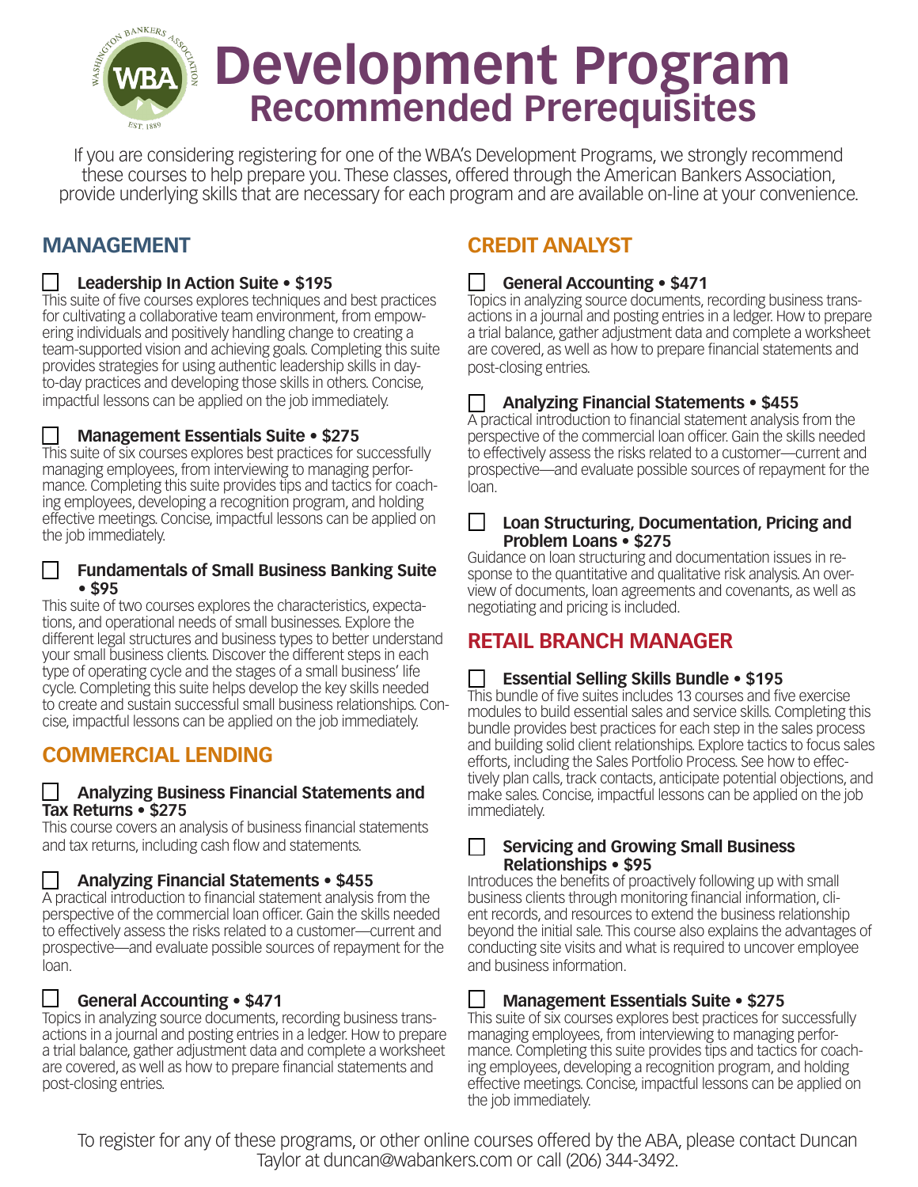# Development Program
## Recommended Prerequisites

If you are considering registering for one of the WBA's Development Programs, we strongly recommend these courses to help prepare you. These classes, offered through the American Bankers Association, provide underlying skills that are necessary for each program and are available on-line at your convenience.

## MANAGEMENT

☐ **Leadership In Action Suite • $195**
This suite of five courses explores techniques and best practices for cultivating a collaborative team environment, from empowering individuals and positively handling change to creating a team-supported vision and achieving goals. Completing this suite provides strategies for using authentic leadership skills in day-to-day practices and developing those skills in others. Concise, impactful lessons can be applied on the job immediately.

☐ **Management Essentials Suite • $275**
This suite of six courses explores best practices for successfully managing employees, from interviewing to managing performance. Completing this suite provides tips and tactics for coaching employees, developing a recognition program, and holding effective meetings. Concise, impactful lessons can be applied on the job immediately.

☐ **Fundamentals of Small Business Banking Suite • $95**
This suite of two courses explores the characteristics, expectations, and operational needs of small businesses. Explore the different legal structures and business types to better understand your small business clients. Discover the different steps in each type of operating cycle and the stages of a small business' life cycle. Completing this suite helps develop the key skills needed to create and sustain successful small business relationships. Concise, impactful lessons can be applied on the job immediately.

## COMMERCIAL LENDING

☐ **Analyzing Business Financial Statements and Tax Returns • $275**
This course covers an analysis of business financial statements and tax returns, including cash flow and statements.

☐ **Analyzing Financial Statements • $455**
A practical introduction to financial statement analysis from the perspective of the commercial loan officer. Gain the skills needed to effectively assess the risks related to a customer—current and prospective—and evaluate possible sources of repayment for the loan.

☐ **General Accounting • $471**
Topics in analyzing source documents, recording business transactions in a journal and posting entries in a ledger. How to prepare a trial balance, gather adjustment data and complete a worksheet are covered, as well as how to prepare financial statements and post-closing entries.

## CREDIT ANALYST

☐ **General Accounting • $471**
Topics in analyzing source documents, recording business transactions in a journal and posting entries in a ledger. How to prepare a trial balance, gather adjustment data and complete a worksheet are covered, as well as how to prepare financial statements and post-closing entries.

☐ **Analyzing Financial Statements • $455**
A practical introduction to financial statement analysis from the perspective of the commercial loan officer. Gain the skills needed to effectively assess the risks related to a customer—current and prospective—and evaluate possible sources of repayment for the loan.

☐ **Loan Structuring, Documentation, Pricing and Problem Loans • $275**
Guidance on loan structuring and documentation issues in response to the quantitative and qualitative risk analysis. An overview of documents, loan agreements and covenants, as well as negotiating and pricing is included.

## RETAIL BRANCH MANAGER

☐ **Essential Selling Skills Bundle • $195**
This bundle of five suites includes 13 courses and five exercise modules to build essential sales and service skills. Completing this bundle provides best practices for each step in the sales process and building solid client relationships. Explore tactics to focus sales efforts, including the Sales Portfolio Process. See how to effectively plan calls, track contacts, anticipate potential objections, and make sales. Concise, impactful lessons can be applied on the job immediately.

☐ **Servicing and Growing Small Business Relationships • $95**
Introduces the benefits of proactively following up with small business clients through monitoring financial information, client records, and resources to extend the business relationship beyond the initial sale. This course also explains the advantages of conducting site visits and what is required to uncover employee and business information.

☐ **Management Essentials Suite • $275**
This suite of six courses explores best practices for successfully managing employees, from interviewing to managing performance. Completing this suite provides tips and tactics for coaching employees, developing a recognition program, and holding effective meetings. Concise, impactful lessons can be applied on the job immediately.

To register for any of these programs, or other online courses offered by the ABA, please contact Duncan Taylor at duncan@wabankers.com or call (206) 344-3492.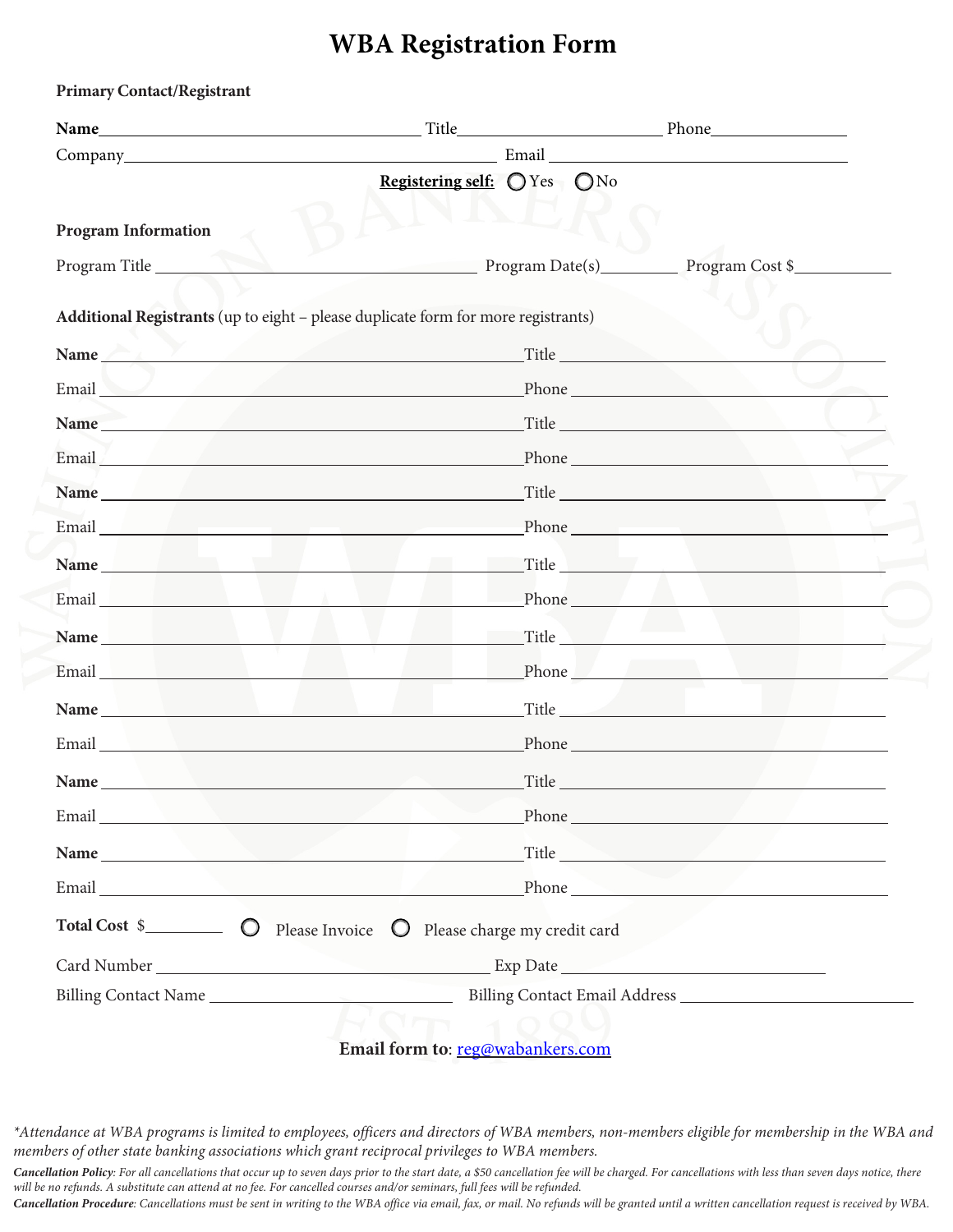# WBA Registration Form

**Primary Contact/Registrant**

**Name**\_\_\_\_\_\_\_\_\_\_\_\_\_\_\_\_\_\_\_\_ Title\_\_\_\_\_\_\_\_\_\_\_\_\_\_\_\_ Phone\_\_\_\_\_\_\_\_\_\_\_\_

Company\_\_\_\_\_\_\_\_\_\_\_\_\_\_\_\_\_\_\_\_ Email \_\_\_\_\_\_\_\_\_\_\_\_\_\_\_\_\_\_\_\_

**Registering self:** ◯ Yes ◯ No

**Program Information**

Program Title \_\_\_\_\_\_\_\_\_\_\_\_\_\_\_\_\_\_\_\_ Program Date(s)\_\_\_\_\_\_\_\_ Program Cost $\_\_\_\_\_\_\_\_

**Additional Registrants** (up to eight – please duplicate form for more registrants)

**Name** \_\_\_\_\_\_\_\_\_\_\_\_\_\_\_\_\_\_\_\_ Title \_\_\_\_\_\_\_\_\_\_\_\_\_\_\_\_\_\_\_\_
Email \_\_\_\_\_\_\_\_\_\_\_\_\_\_\_\_\_\_\_\_ Phone \_\_\_\_\_\_\_\_\_\_\_\_\_\_\_\_\_\_\_\_

**Name** \_\_\_\_\_\_\_\_\_\_\_\_\_\_\_\_\_\_\_\_ Title \_\_\_\_\_\_\_\_\_\_\_\_\_\_\_\_\_\_\_\_
Email \_\_\_\_\_\_\_\_\_\_\_\_\_\_\_\_\_\_\_\_ Phone \_\_\_\_\_\_\_\_\_\_\_\_\_\_\_\_\_\_\_\_

**Name** \_\_\_\_\_\_\_\_\_\_\_\_\_\_\_\_\_\_\_\_ Title \_\_\_\_\_\_\_\_\_\_\_\_\_\_\_\_\_\_\_\_
Email \_\_\_\_\_\_\_\_\_\_\_\_\_\_\_\_\_\_\_\_ Phone \_\_\_\_\_\_\_\_\_\_\_\_\_\_\_\_\_\_\_\_

**Name** \_\_\_\_\_\_\_\_\_\_\_\_\_\_\_\_\_\_\_\_ Title \_\_\_\_\_\_\_\_\_\_\_\_\_\_\_\_\_\_\_\_
Email \_\_\_\_\_\_\_\_\_\_\_\_\_\_\_\_\_\_\_\_ Phone \_\_\_\_\_\_\_\_\_\_\_\_\_\_\_\_\_\_\_\_

**Name** \_\_\_\_\_\_\_\_\_\_\_\_\_\_\_\_\_\_\_\_ Title \_\_\_\_\_\_\_\_\_\_\_\_\_\_\_\_\_\_\_\_
Email \_\_\_\_\_\_\_\_\_\_\_\_\_\_\_\_\_\_\_\_ Phone \_\_\_\_\_\_\_\_\_\_\_\_\_\_\_\_\_\_\_\_

**Name** \_\_\_\_\_\_\_\_\_\_\_\_\_\_\_\_\_\_\_\_ Title \_\_\_\_\_\_\_\_\_\_\_\_\_\_\_\_\_\_\_\_
Email \_\_\_\_\_\_\_\_\_\_\_\_\_\_\_\_\_\_\_\_ Phone \_\_\_\_\_\_\_\_\_\_\_\_\_\_\_\_\_\_\_\_

**Name** \_\_\_\_\_\_\_\_\_\_\_\_\_\_\_\_\_\_\_\_ Title \_\_\_\_\_\_\_\_\_\_\_\_\_\_\_\_\_\_\_\_
Email \_\_\_\_\_\_\_\_\_\_\_\_\_\_\_\_\_\_\_\_ Phone \_\_\_\_\_\_\_\_\_\_\_\_\_\_\_\_\_\_\_\_

**Name** \_\_\_\_\_\_\_\_\_\_\_\_\_\_\_\_\_\_\_\_ Title \_\_\_\_\_\_\_\_\_\_\_\_\_\_\_\_\_\_\_\_
Email \_\_\_\_\_\_\_\_\_\_\_\_\_\_\_\_\_\_\_\_ Phone \_\_\_\_\_\_\_\_\_\_\_\_\_\_\_\_\_\_\_\_

**Total Cost** $\_\_\_\_\_\_\_\_ ◯ Please Invoice ◯ Please charge my credit card

Card Number \_\_\_\_\_\_\_\_\_\_\_\_\_\_\_\_\_\_\_\_ Exp Date \_\_\_\_\_\_\_\_\_\_\_\_\_\_\_\_

Billing Contact Name \_\_\_\_\_\_\_\_\_\_\_\_\_\_\_\_ Billing Contact Email Address \_\_\_\_\_\_\_\_\_\_\_\_\_\_\_\_

**Email form to**: reg@wabankers.com

*\*Attendance at WBA programs is limited to employees, officers and directors of WBA members, non-members eligible for membership in the WBA and members of other state banking associations which grant reciprocal privileges to WBA members.*

***Cancellation Policy**: For all cancellations that occur up to seven days prior to the start date, a $50 cancellation fee will be charged. For cancellations with less than seven days notice, there will be no refunds. A substitute can attend at no fee. For cancelled courses and/or seminars, full fees will be refunded.*

***Cancellation Procedure**: Cancellations must be sent in writing to the WBA office via email, fax, or mail. No refunds will be granted until a written cancellation request is received by WBA.*